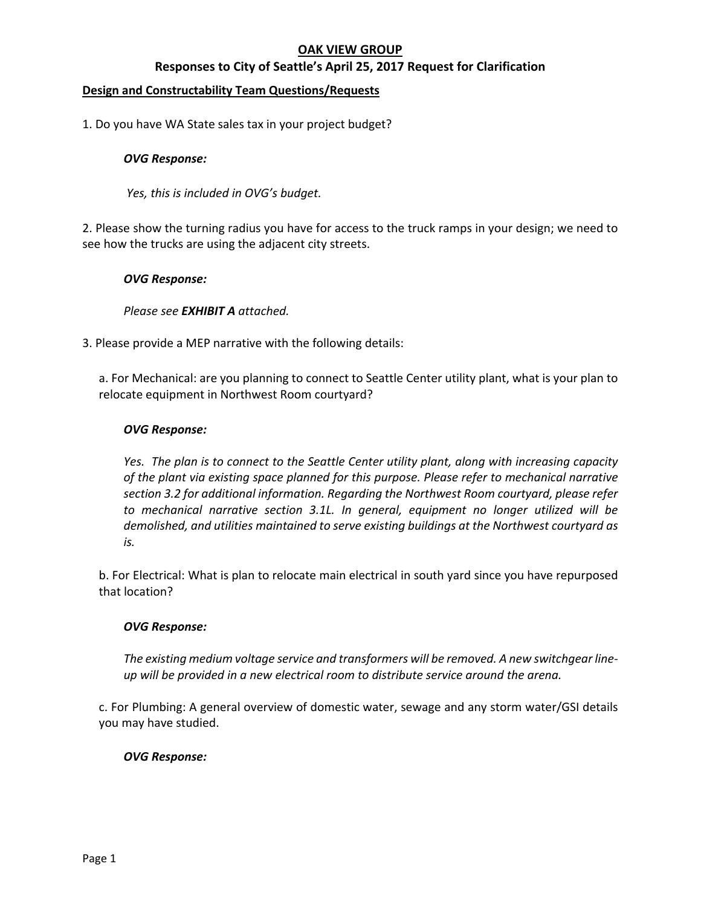# OAK VIEW GROUP

## Responses to City of Seattle's April 25, 2017 Request for Clarification

### Design and Constructability Team Questions/Requests

1. Do you have WA State sales tax in your project budget?

***OVG Response:***

*Yes, this is included in OVG's budget.*

2. Please show the turning radius you have for access to the truck ramps in your design; we need to see how the trucks are using the adjacent city streets.

***OVG Response:***

*Please see **EXHIBIT A** attached.*

3. Please provide a MEP narrative with the following details:

a. For Mechanical: are you planning to connect to Seattle Center utility plant, what is your plan to relocate equipment in Northwest Room courtyard?

***OVG Response:***

*Yes. The plan is to connect to the Seattle Center utility plant, along with increasing capacity of the plant via existing space planned for this purpose. Please refer to mechanical narrative section 3.2 for additional information. Regarding the Northwest Room courtyard, please refer to mechanical narrative section 3.1L. In general, equipment no longer utilized will be demolished, and utilities maintained to serve existing buildings at the Northwest courtyard as is.*

b. For Electrical: What is plan to relocate main electrical in south yard since you have repurposed that location?

***OVG Response:***

*The existing medium voltage service and transformers will be removed. A new switchgear line-up will be provided in a new electrical room to distribute service around the arena.*

c. For Plumbing: A general overview of domestic water, sewage and any storm water/GSI details you may have studied.

***OVG Response:***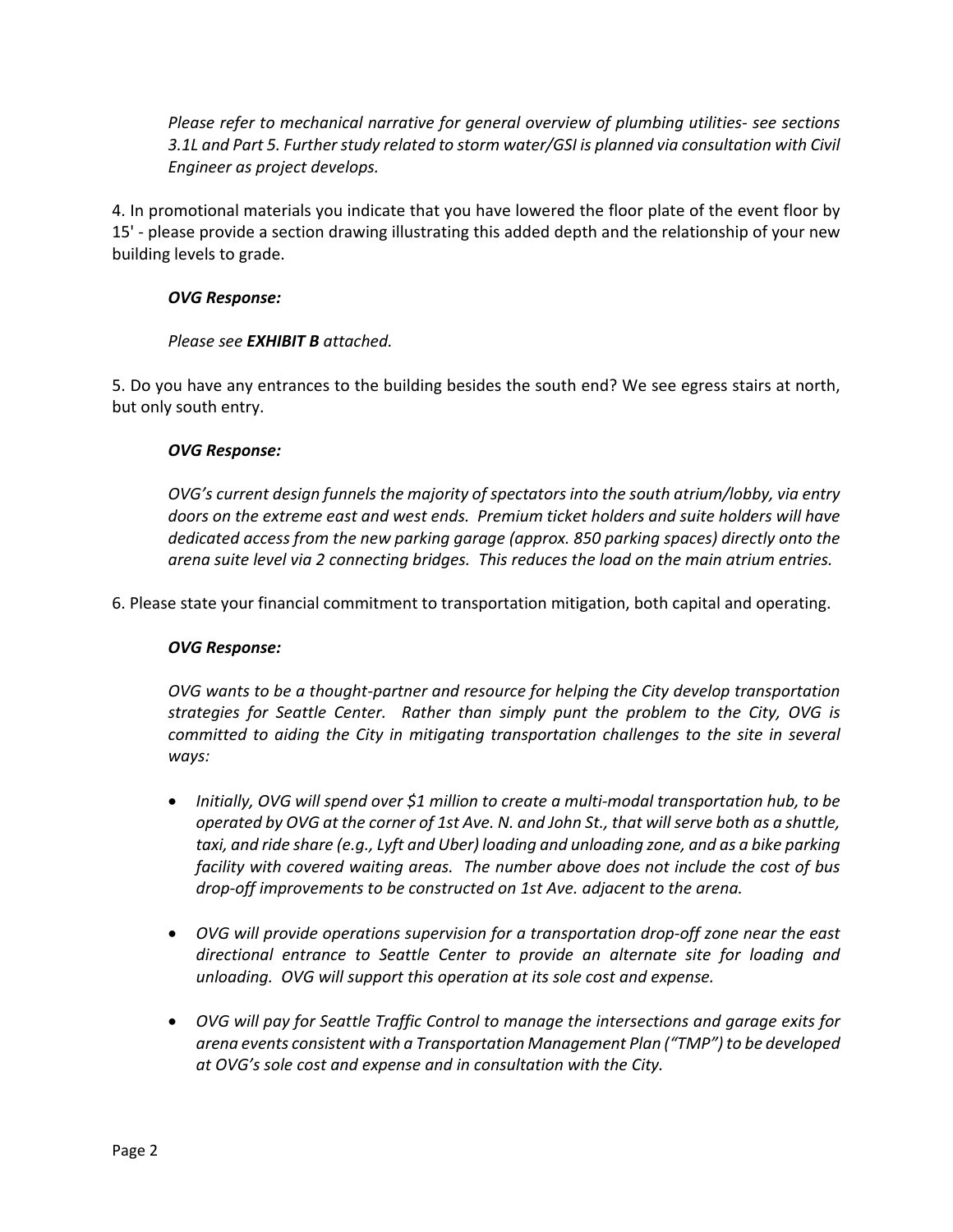*Please refer to mechanical narrative for general overview of plumbing utilities- see sections 3.1L and Part 5. Further study related to storm water/GSI is planned via consultation with Civil Engineer as project develops.*

4. In promotional materials you indicate that you have lowered the floor plate of the event floor by 15' - please provide a section drawing illustrating this added depth and the relationship of your new building levels to grade.

***OVG Response:***

*Please see **EXHIBIT B** attached.*

5. Do you have any entrances to the building besides the south end? We see egress stairs at north, but only south entry.

***OVG Response:***

*OVG's current design funnels the majority of spectators into the south atrium/lobby, via entry doors on the extreme east and west ends. Premium ticket holders and suite holders will have dedicated access from the new parking garage (approx. 850 parking spaces) directly onto the arena suite level via 2 connecting bridges. This reduces the load on the main atrium entries.*

6. Please state your financial commitment to transportation mitigation, both capital and operating.

***OVG Response:***

*OVG wants to be a thought-partner and resource for helping the City develop transportation strategies for Seattle Center. Rather than simply punt the problem to the City, OVG is committed to aiding the City in mitigating transportation challenges to the site in several ways:*

- *Initially, OVG will spend over $1 million to create a multi-modal transportation hub, to be operated by OVG at the corner of 1st Ave. N. and John St., that will serve both as a shuttle, taxi, and ride share (e.g., Lyft and Uber) loading and unloading zone, and as a bike parking facility with covered waiting areas. The number above does not include the cost of bus drop-off improvements to be constructed on 1st Ave. adjacent to the arena.*

- *OVG will provide operations supervision for a transportation drop-off zone near the east directional entrance to Seattle Center to provide an alternate site for loading and unloading. OVG will support this operation at its sole cost and expense.*

- *OVG will pay for Seattle Traffic Control to manage the intersections and garage exits for arena events consistent with a Transportation Management Plan ("TMP") to be developed at OVG's sole cost and expense and in consultation with the City.*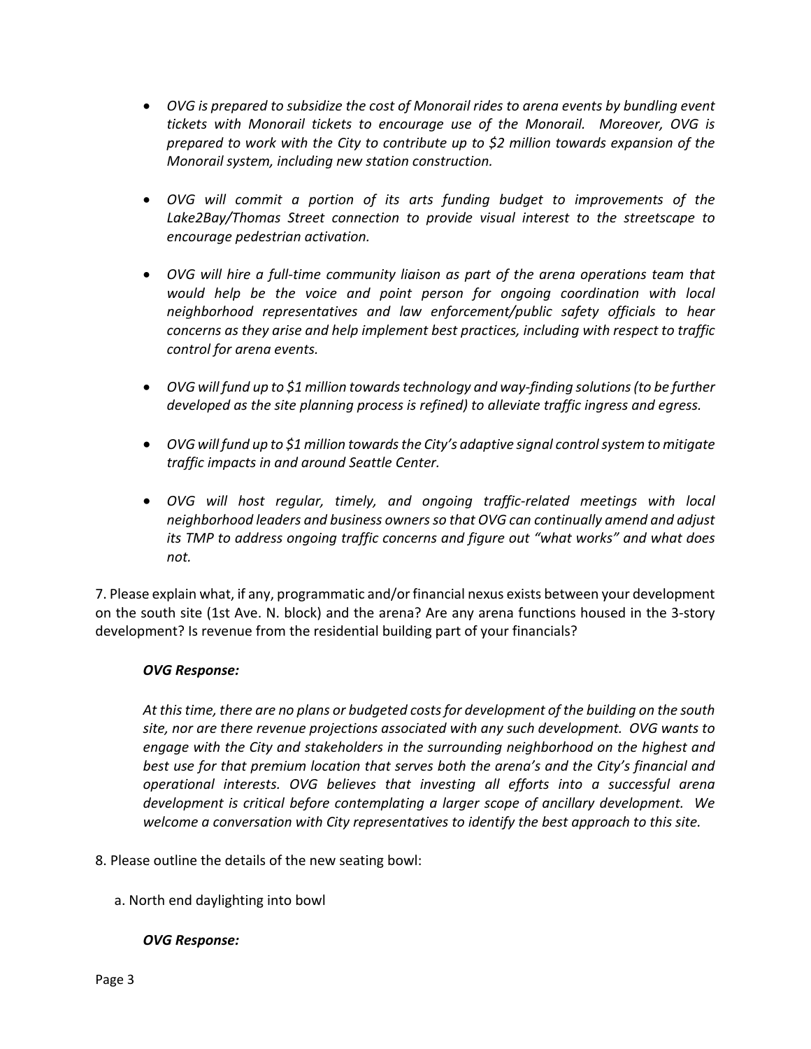- *OVG is prepared to subsidize the cost of Monorail rides to arena events by bundling event tickets with Monorail tickets to encourage use of the Monorail. Moreover, OVG is prepared to work with the City to contribute up to $2 million towards expansion of the Monorail system, including new station construction.*

- *OVG will commit a portion of its arts funding budget to improvements of the Lake2Bay/Thomas Street connection to provide visual interest to the streetscape to encourage pedestrian activation.*

- *OVG will hire a full-time community liaison as part of the arena operations team that would help be the voice and point person for ongoing coordination with local neighborhood representatives and law enforcement/public safety officials to hear concerns as they arise and help implement best practices, including with respect to traffic control for arena events.*

- *OVG will fund up to $1 million towards technology and way-finding solutions (to be further developed as the site planning process is refined) to alleviate traffic ingress and egress.*

- *OVG will fund up to $1 million towards the City's adaptive signal control system to mitigate traffic impacts in and around Seattle Center.*

- *OVG will host regular, timely, and ongoing traffic-related meetings with local neighborhood leaders and business owners so that OVG can continually amend and adjust its TMP to address ongoing traffic concerns and figure out "what works" and what does not.*

7. Please explain what, if any, programmatic and/or financial nexus exists between your development on the south site (1st Ave. N. block) and the arena? Are any arena functions housed in the 3-story development? Is revenue from the residential building part of your financials?

***OVG Response:***

*At this time, there are no plans or budgeted costs for development of the building on the south site, nor are there revenue projections associated with any such development. OVG wants to engage with the City and stakeholders in the surrounding neighborhood on the highest and best use for that premium location that serves both the arena's and the City's financial and operational interests. OVG believes that investing all efforts into a successful arena development is critical before contemplating a larger scope of ancillary development. We welcome a conversation with City representatives to identify the best approach to this site.*

8. Please outline the details of the new seating bowl:

   a. North end daylighting into bowl

   ***OVG Response:***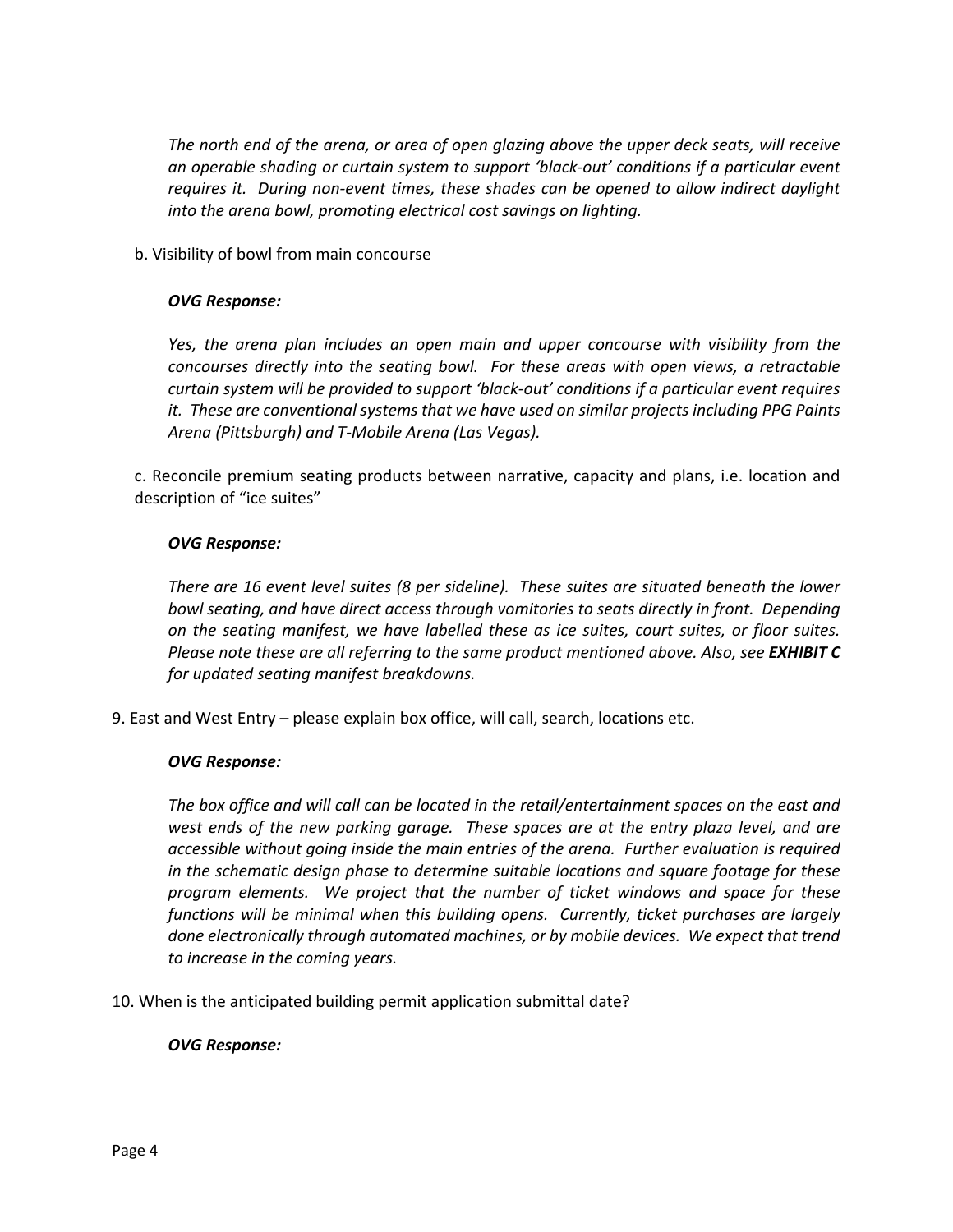*The north end of the arena, or area of open glazing above the upper deck seats, will receive an operable shading or curtain system to support 'black-out' conditions if a particular event requires it. During non-event times, these shades can be opened to allow indirect daylight into the arena bowl, promoting electrical cost savings on lighting.*

b. Visibility of bowl from main concourse

***OVG Response:***

*Yes, the arena plan includes an open main and upper concourse with visibility from the concourses directly into the seating bowl. For these areas with open views, a retractable curtain system will be provided to support 'black-out' conditions if a particular event requires it. These are conventional systems that we have used on similar projects including PPG Paints Arena (Pittsburgh) and T-Mobile Arena (Las Vegas).*

c. Reconcile premium seating products between narrative, capacity and plans, i.e. location and description of "ice suites"

***OVG Response:***

*There are 16 event level suites (8 per sideline). These suites are situated beneath the lower bowl seating, and have direct access through vomitories to seats directly in front. Depending on the seating manifest, we have labelled these as ice suites, court suites, or floor suites. Please note these are all referring to the same product mentioned above. Also, see* ***EXHIBIT C*** *for updated seating manifest breakdowns.*

9. East and West Entry – please explain box office, will call, search, locations etc.

***OVG Response:***

*The box office and will call can be located in the retail/entertainment spaces on the east and west ends of the new parking garage. These spaces are at the entry plaza level, and are accessible without going inside the main entries of the arena. Further evaluation is required in the schematic design phase to determine suitable locations and square footage for these program elements. We project that the number of ticket windows and space for these functions will be minimal when this building opens. Currently, ticket purchases are largely done electronically through automated machines, or by mobile devices. We expect that trend to increase in the coming years.*

10. When is the anticipated building permit application submittal date?

***OVG Response:***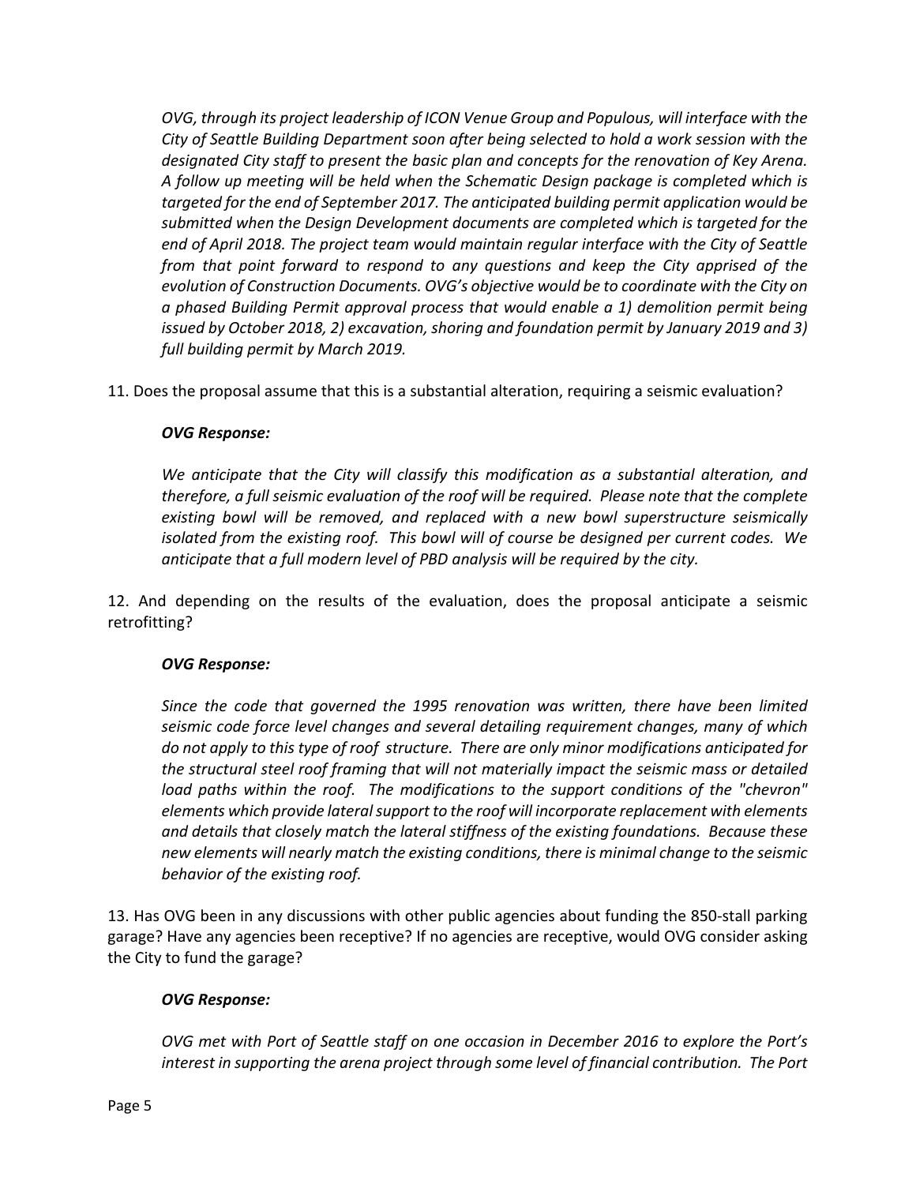*OVG, through its project leadership of ICON Venue Group and Populous, will interface with the City of Seattle Building Department soon after being selected to hold a work session with the designated City staff to present the basic plan and concepts for the renovation of Key Arena. A follow up meeting will be held when the Schematic Design package is completed which is targeted for the end of September 2017. The anticipated building permit application would be submitted when the Design Development documents are completed which is targeted for the end of April 2018. The project team would maintain regular interface with the City of Seattle from that point forward to respond to any questions and keep the City apprised of the evolution of Construction Documents. OVG's objective would be to coordinate with the City on a phased Building Permit approval process that would enable a 1) demolition permit being issued by October 2018, 2) excavation, shoring and foundation permit by January 2019 and 3) full building permit by March 2019.*

11. Does the proposal assume that this is a substantial alteration, requiring a seismic evaluation?

***OVG Response:***

*We anticipate that the City will classify this modification as a substantial alteration, and therefore, a full seismic evaluation of the roof will be required. Please note that the complete existing bowl will be removed, and replaced with a new bowl superstructure seismically isolated from the existing roof. This bowl will of course be designed per current codes. We anticipate that a full modern level of PBD analysis will be required by the city.*

12. And depending on the results of the evaluation, does the proposal anticipate a seismic retrofitting?

***OVG Response:***

*Since the code that governed the 1995 renovation was written, there have been limited seismic code force level changes and several detailing requirement changes, many of which do not apply to this type of roof structure. There are only minor modifications anticipated for the structural steel roof framing that will not materially impact the seismic mass or detailed load paths within the roof. The modifications to the support conditions of the "chevron" elements which provide lateral support to the roof will incorporate replacement with elements and details that closely match the lateral stiffness of the existing foundations. Because these new elements will nearly match the existing conditions, there is minimal change to the seismic behavior of the existing roof.*

13. Has OVG been in any discussions with other public agencies about funding the 850-stall parking garage? Have any agencies been receptive? If no agencies are receptive, would OVG consider asking the City to fund the garage?

***OVG Response:***

*OVG met with Port of Seattle staff on one occasion in December 2016 to explore the Port's interest in supporting the arena project through some level of financial contribution. The Port*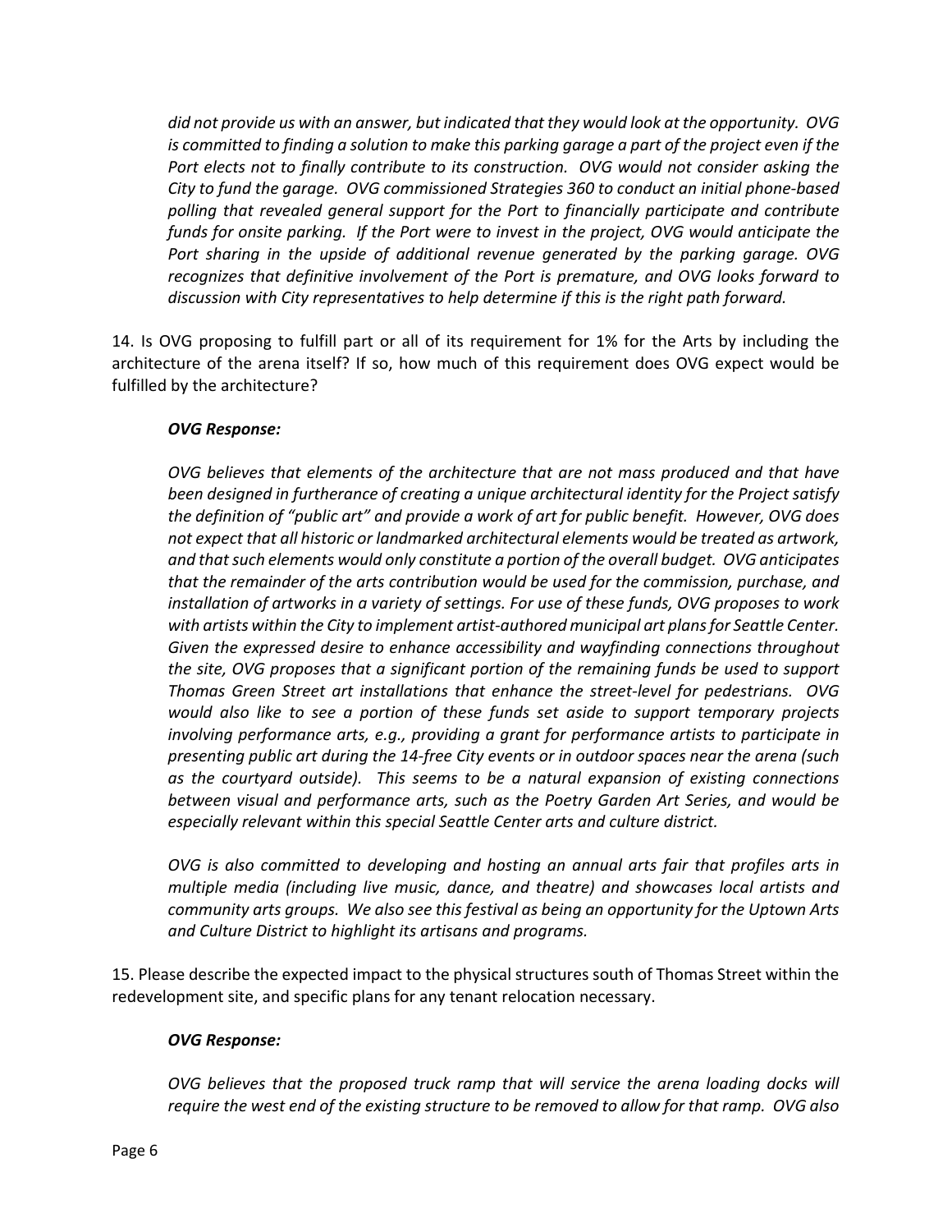*did not provide us with an answer, but indicated that they would look at the opportunity. OVG is committed to finding a solution to make this parking garage a part of the project even if the Port elects not to finally contribute to its construction. OVG would not consider asking the City to fund the garage. OVG commissioned Strategies 360 to conduct an initial phone-based polling that revealed general support for the Port to financially participate and contribute funds for onsite parking. If the Port were to invest in the project, OVG would anticipate the Port sharing in the upside of additional revenue generated by the parking garage. OVG recognizes that definitive involvement of the Port is premature, and OVG looks forward to discussion with City representatives to help determine if this is the right path forward.*

14. Is OVG proposing to fulfill part or all of its requirement for 1% for the Arts by including the architecture of the arena itself? If so, how much of this requirement does OVG expect would be fulfilled by the architecture?

***OVG Response:***

*OVG believes that elements of the architecture that are not mass produced and that have been designed in furtherance of creating a unique architectural identity for the Project satisfy the definition of "public art" and provide a work of art for public benefit. However, OVG does not expect that all historic or landmarked architectural elements would be treated as artwork, and that such elements would only constitute a portion of the overall budget. OVG anticipates that the remainder of the arts contribution would be used for the commission, purchase, and installation of artworks in a variety of settings. For use of these funds, OVG proposes to work with artists within the City to implement artist-authored municipal art plans for Seattle Center. Given the expressed desire to enhance accessibility and wayfinding connections throughout the site, OVG proposes that a significant portion of the remaining funds be used to support Thomas Green Street art installations that enhance the street-level for pedestrians. OVG would also like to see a portion of these funds set aside to support temporary projects involving performance arts, e.g., providing a grant for performance artists to participate in presenting public art during the 14-free City events or in outdoor spaces near the arena (such as the courtyard outside). This seems to be a natural expansion of existing connections between visual and performance arts, such as the Poetry Garden Art Series, and would be especially relevant within this special Seattle Center arts and culture district.*

*OVG is also committed to developing and hosting an annual arts fair that profiles arts in multiple media (including live music, dance, and theatre) and showcases local artists and community arts groups. We also see this festival as being an opportunity for the Uptown Arts and Culture District to highlight its artisans and programs.*

15. Please describe the expected impact to the physical structures south of Thomas Street within the redevelopment site, and specific plans for any tenant relocation necessary.

***OVG Response:***

*OVG believes that the proposed truck ramp that will service the arena loading docks will require the west end of the existing structure to be removed to allow for that ramp. OVG also*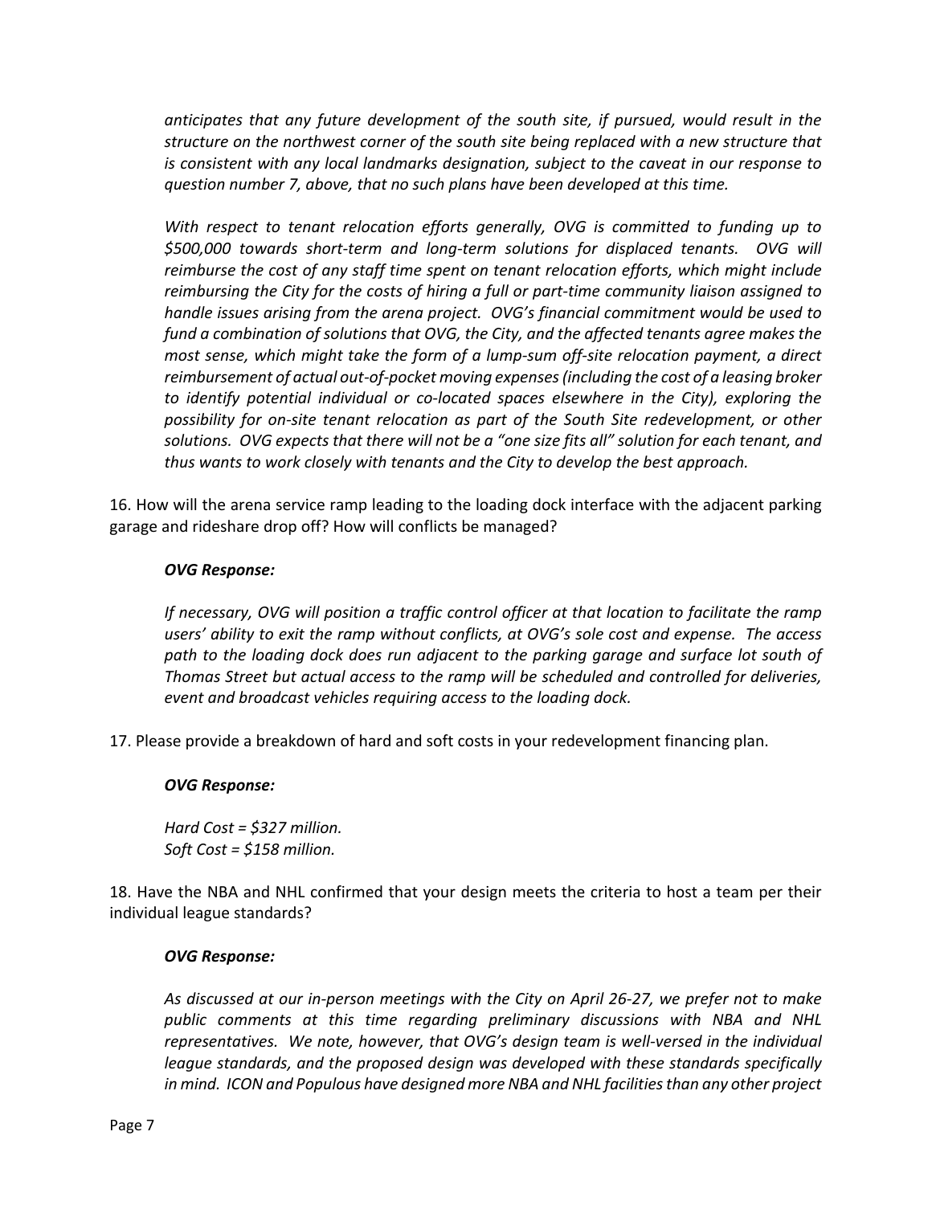*anticipates that any future development of the south site, if pursued, would result in the structure on the northwest corner of the south site being replaced with a new structure that is consistent with any local landmarks designation, subject to the caveat in our response to question number 7, above, that no such plans have been developed at this time.*

*With respect to tenant relocation efforts generally, OVG is committed to funding up to $500,000 towards short-term and long-term solutions for displaced tenants. OVG will reimburse the cost of any staff time spent on tenant relocation efforts, which might include reimbursing the City for the costs of hiring a full or part-time community liaison assigned to handle issues arising from the arena project. OVG's financial commitment would be used to fund a combination of solutions that OVG, the City, and the affected tenants agree makes the most sense, which might take the form of a lump-sum off-site relocation payment, a direct reimbursement of actual out-of-pocket moving expenses (including the cost of a leasing broker to identify potential individual or co-located spaces elsewhere in the City), exploring the possibility for on-site tenant relocation as part of the South Site redevelopment, or other solutions. OVG expects that there will not be a "one size fits all" solution for each tenant, and thus wants to work closely with tenants and the City to develop the best approach.*

16. How will the arena service ramp leading to the loading dock interface with the adjacent parking garage and rideshare drop off? How will conflicts be managed?

***OVG Response:***

*If necessary, OVG will position a traffic control officer at that location to facilitate the ramp users' ability to exit the ramp without conflicts, at OVG's sole cost and expense. The access path to the loading dock does run adjacent to the parking garage and surface lot south of Thomas Street but actual access to the ramp will be scheduled and controlled for deliveries, event and broadcast vehicles requiring access to the loading dock.*

17. Please provide a breakdown of hard and soft costs in your redevelopment financing plan.

***OVG Response:***

*Hard Cost = $327 million.*
*Soft Cost = $158 million.*

18. Have the NBA and NHL confirmed that your design meets the criteria to host a team per their individual league standards?

***OVG Response:***

*As discussed at our in-person meetings with the City on April 26-27, we prefer not to make public comments at this time regarding preliminary discussions with NBA and NHL representatives. We note, however, that OVG's design team is well-versed in the individual league standards, and the proposed design was developed with these standards specifically in mind. ICON and Populous have designed more NBA and NHL facilities than any other project*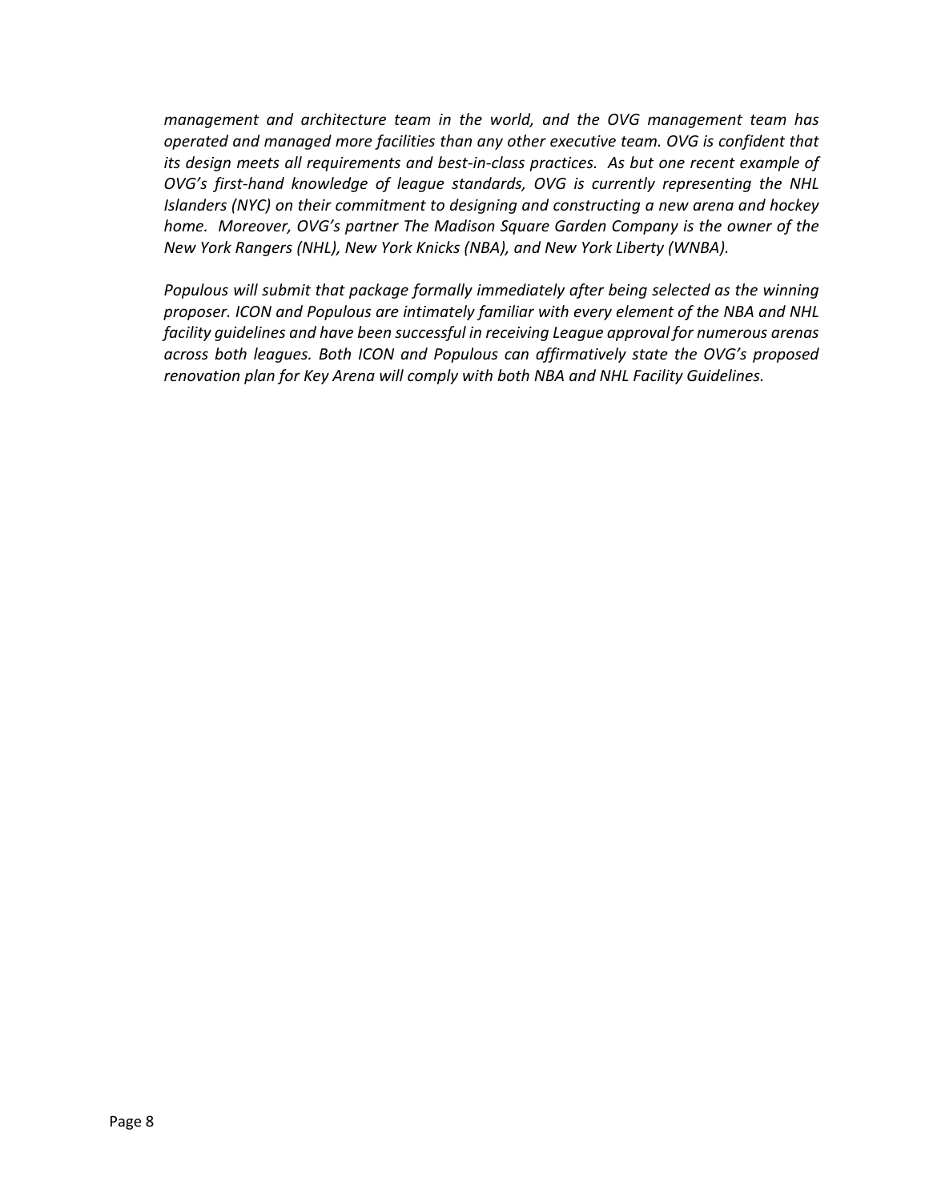*management and architecture team in the world, and the OVG management team has operated and managed more facilities than any other executive team. OVG is confident that its design meets all requirements and best-in-class practices. As but one recent example of OVG's first-hand knowledge of league standards, OVG is currently representing the NHL Islanders (NYC) on their commitment to designing and constructing a new arena and hockey home. Moreover, OVG's partner The Madison Square Garden Company is the owner of the New York Rangers (NHL), New York Knicks (NBA), and New York Liberty (WNBA).*

*Populous will submit that package formally immediately after being selected as the winning proposer. ICON and Populous are intimately familiar with every element of the NBA and NHL facility guidelines and have been successful in receiving League approval for numerous arenas across both leagues. Both ICON and Populous can affirmatively state the OVG's proposed renovation plan for Key Arena will comply with both NBA and NHL Facility Guidelines.*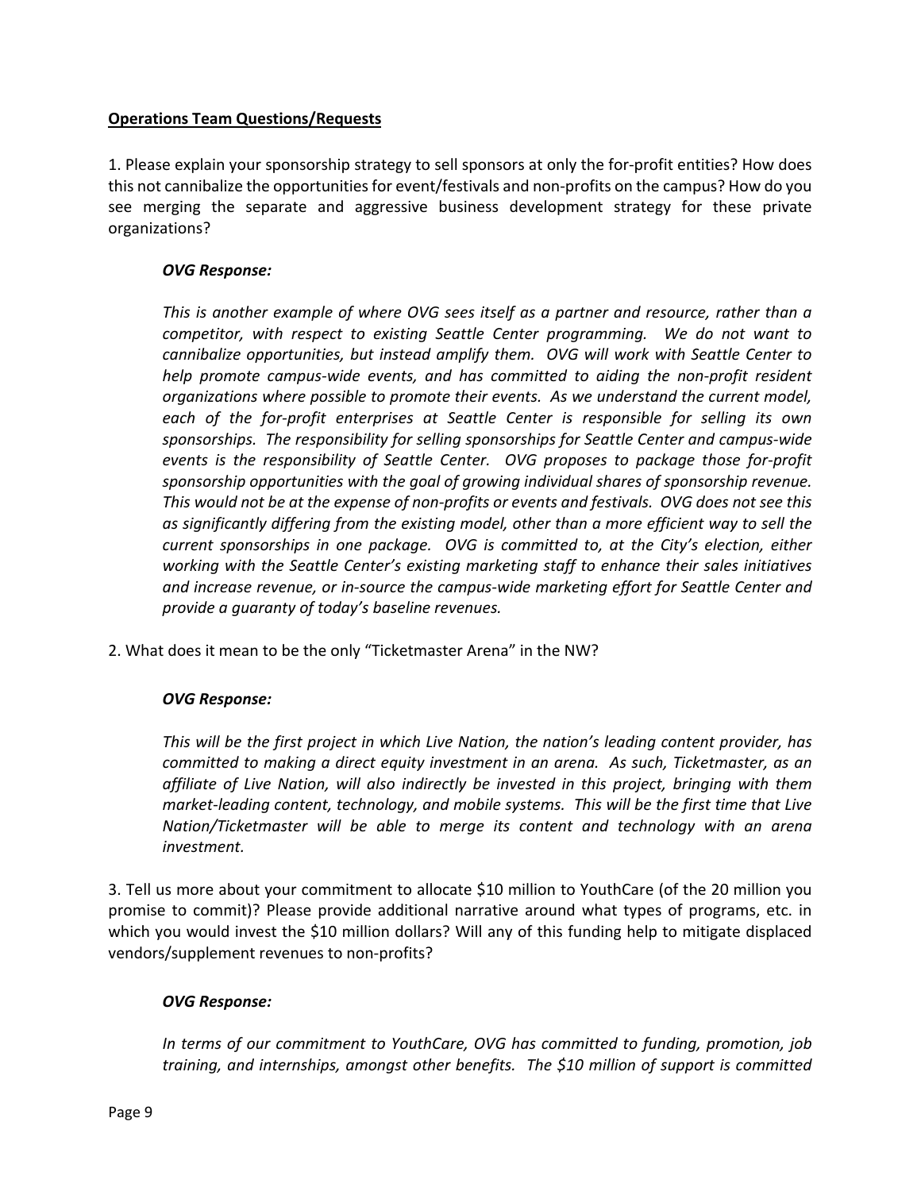**Operations Team Questions/Requests**

1. Please explain your sponsorship strategy to sell sponsors at only the for-profit entities? How does this not cannibalize the opportunities for event/festivals and non-profits on the campus? How do you see merging the separate and aggressive business development strategy for these private organizations?

> ***OVG Response:***
>
> *This is another example of where OVG sees itself as a partner and resource, rather than a competitor, with respect to existing Seattle Center programming. We do not want to cannibalize opportunities, but instead amplify them. OVG will work with Seattle Center to help promote campus-wide events, and has committed to aiding the non-profit resident organizations where possible to promote their events. As we understand the current model, each of the for-profit enterprises at Seattle Center is responsible for selling its own sponsorships. The responsibility for selling sponsorships for Seattle Center and campus-wide events is the responsibility of Seattle Center. OVG proposes to package those for-profit sponsorship opportunities with the goal of growing individual shares of sponsorship revenue. This would not be at the expense of non-profits or events and festivals. OVG does not see this as significantly differing from the existing model, other than a more efficient way to sell the current sponsorships in one package. OVG is committed to, at the City's election, either working with the Seattle Center's existing marketing staff to enhance their sales initiatives and increase revenue, or in-source the campus-wide marketing effort for Seattle Center and provide a guaranty of today's baseline revenues.*

2. What does it mean to be the only "Ticketmaster Arena" in the NW?

> ***OVG Response:***
>
> *This will be the first project in which Live Nation, the nation's leading content provider, has committed to making a direct equity investment in an arena. As such, Ticketmaster, as an affiliate of Live Nation, will also indirectly be invested in this project, bringing with them market-leading content, technology, and mobile systems. This will be the first time that Live Nation/Ticketmaster will be able to merge its content and technology with an arena investment.*

3. Tell us more about your commitment to allocate $10 million to YouthCare (of the 20 million you promise to commit)? Please provide additional narrative around what types of programs, etc. in which you would invest the $10 million dollars? Will any of this funding help to mitigate displaced vendors/supplement revenues to non-profits?

> ***OVG Response:***
>
> *In terms of our commitment to YouthCare, OVG has committed to funding, promotion, job training, and internships, amongst other benefits. The $10 million of support is committed*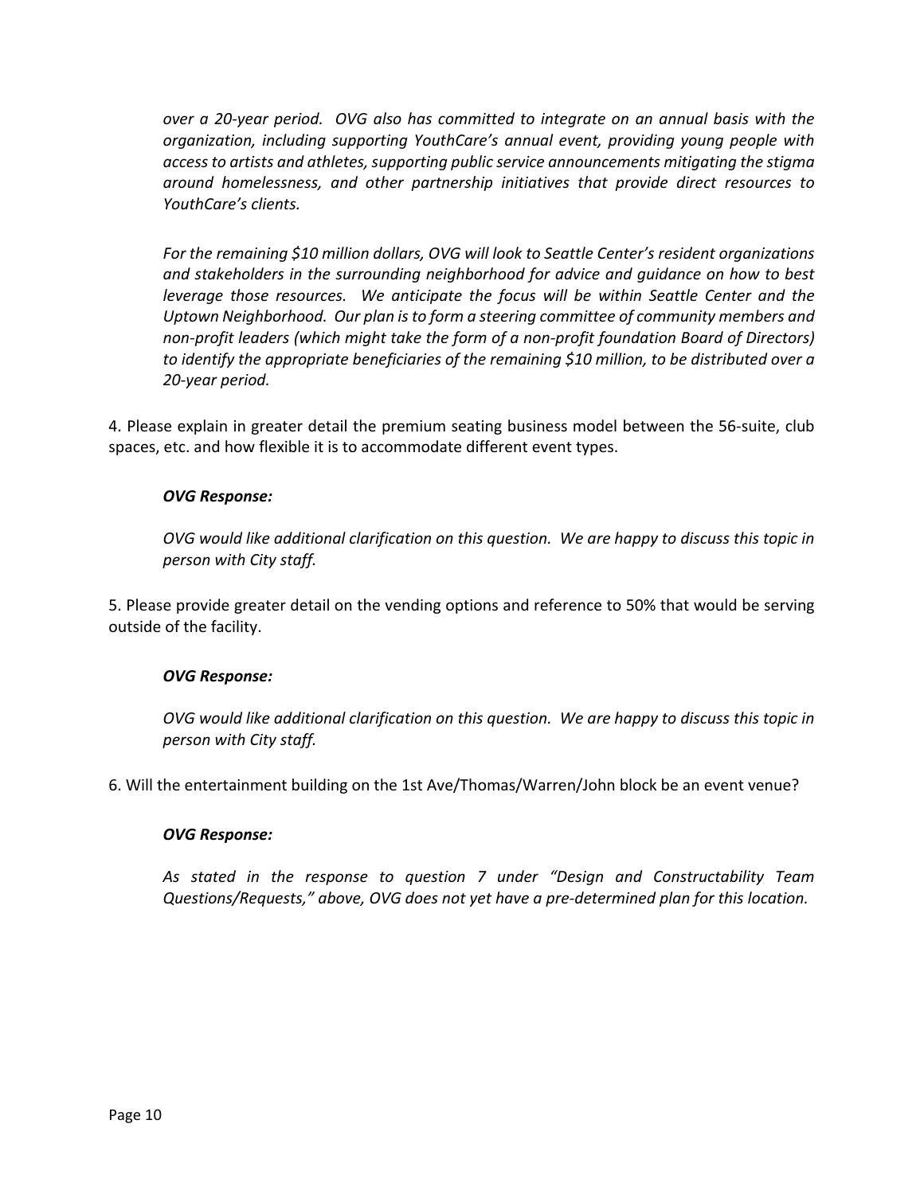*over a 20-year period. OVG also has committed to integrate on an annual basis with the organization, including supporting YouthCare's annual event, providing young people with access to artists and athletes, supporting public service announcements mitigating the stigma around homelessness, and other partnership initiatives that provide direct resources to YouthCare's clients.*

*For the remaining $10 million dollars, OVG will look to Seattle Center's resident organizations and stakeholders in the surrounding neighborhood for advice and guidance on how to best leverage those resources. We anticipate the focus will be within Seattle Center and the Uptown Neighborhood. Our plan is to form a steering committee of community members and non-profit leaders (which might take the form of a non-profit foundation Board of Directors) to identify the appropriate beneficiaries of the remaining $10 million, to be distributed over a 20-year period.*

4. Please explain in greater detail the premium seating business model between the 56-suite, club spaces, etc. and how flexible it is to accommodate different event types.

***OVG Response:***

*OVG would like additional clarification on this question. We are happy to discuss this topic in person with City staff.*

5. Please provide greater detail on the vending options and reference to 50% that would be serving outside of the facility.

***OVG Response:***

*OVG would like additional clarification on this question. We are happy to discuss this topic in person with City staff.*

6. Will the entertainment building on the 1st Ave/Thomas/Warren/John block be an event venue?

***OVG Response:***

*As stated in the response to question 7 under "Design and Constructability Team Questions/Requests," above, OVG does not yet have a pre-determined plan for this location.*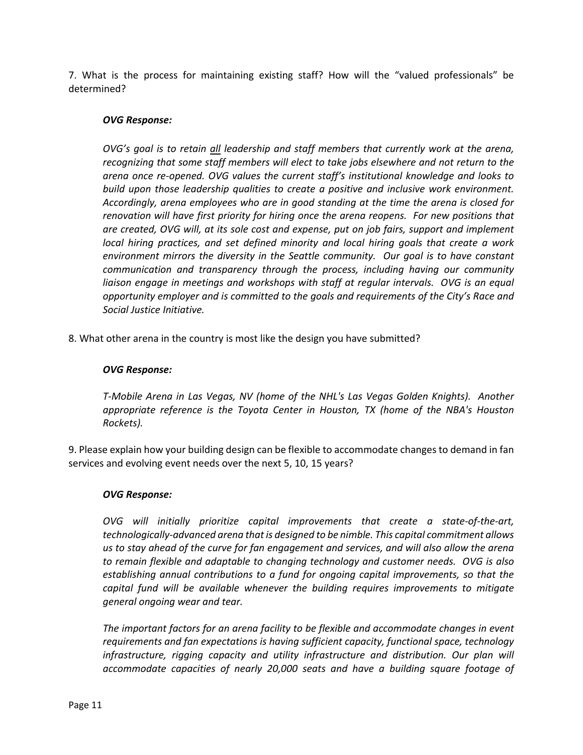7. What is the process for maintaining existing staff? How will the "valued professionals" be determined?

***OVG Response:***

*OVG's goal is to retain* <u>*all*</u> *leadership and staff members that currently work at the arena, recognizing that some staff members will elect to take jobs elsewhere and not return to the arena once re-opened. OVG values the current staff's institutional knowledge and looks to build upon those leadership qualities to create a positive and inclusive work environment. Accordingly, arena employees who are in good standing at the time the arena is closed for renovation will have first priority for hiring once the arena reopens. For new positions that are created, OVG will, at its sole cost and expense, put on job fairs, support and implement local hiring practices, and set defined minority and local hiring goals that create a work environment mirrors the diversity in the Seattle community. Our goal is to have constant communication and transparency through the process, including having our community liaison engage in meetings and workshops with staff at regular intervals. OVG is an equal opportunity employer and is committed to the goals and requirements of the City's Race and Social Justice Initiative.*

8. What other arena in the country is most like the design you have submitted?

***OVG Response:***

*T-Mobile Arena in Las Vegas, NV (home of the NHL's Las Vegas Golden Knights). Another appropriate reference is the Toyota Center in Houston, TX (home of the NBA's Houston Rockets).*

9. Please explain how your building design can be flexible to accommodate changes to demand in fan services and evolving event needs over the next 5, 10, 15 years?

***OVG Response:***

*OVG will initially prioritize capital improvements that create a state-of-the-art, technologically-advanced arena that is designed to be nimble. This capital commitment allows us to stay ahead of the curve for fan engagement and services, and will also allow the arena to remain flexible and adaptable to changing technology and customer needs. OVG is also establishing annual contributions to a fund for ongoing capital improvements, so that the capital fund will be available whenever the building requires improvements to mitigate general ongoing wear and tear.*

*The important factors for an arena facility to be flexible and accommodate changes in event requirements and fan expectations is having sufficient capacity, functional space, technology infrastructure, rigging capacity and utility infrastructure and distribution. Our plan will accommodate capacities of nearly 20,000 seats and have a building square footage of*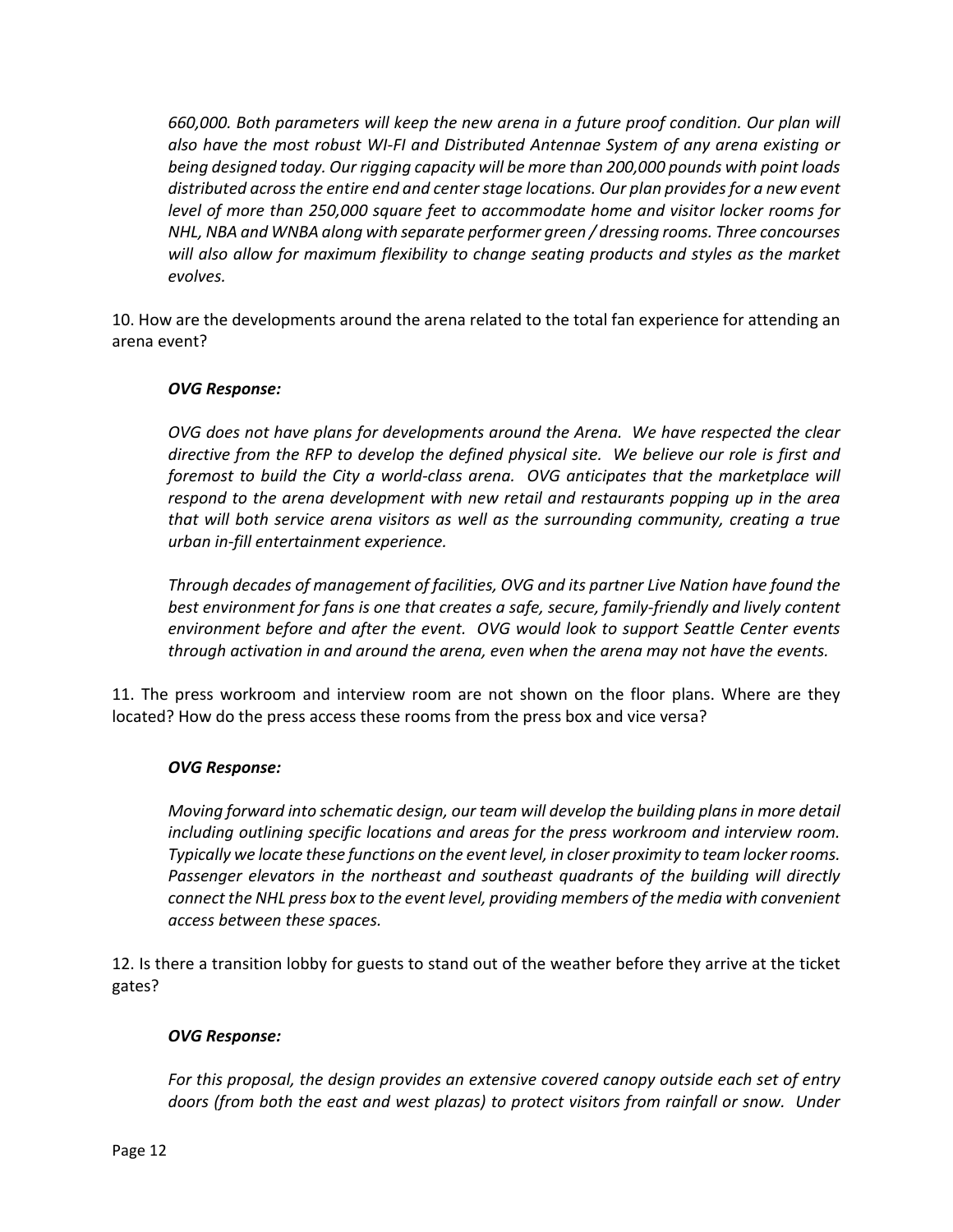*660,000. Both parameters will keep the new arena in a future proof condition. Our plan will also have the most robust WI-FI and Distributed Antennae System of any arena existing or being designed today. Our rigging capacity will be more than 200,000 pounds with point loads distributed across the entire end and center stage locations. Our plan provides for a new event level of more than 250,000 square feet to accommodate home and visitor locker rooms for NHL, NBA and WNBA along with separate performer green / dressing rooms. Three concourses will also allow for maximum flexibility to change seating products and styles as the market evolves.*

10. How are the developments around the arena related to the total fan experience for attending an arena event?

***OVG Response:***

*OVG does not have plans for developments around the Arena. We have respected the clear directive from the RFP to develop the defined physical site. We believe our role is first and foremost to build the City a world-class arena. OVG anticipates that the marketplace will respond to the arena development with new retail and restaurants popping up in the area that will both service arena visitors as well as the surrounding community, creating a true urban in-fill entertainment experience.*

*Through decades of management of facilities, OVG and its partner Live Nation have found the best environment for fans is one that creates a safe, secure, family-friendly and lively content environment before and after the event. OVG would look to support Seattle Center events through activation in and around the arena, even when the arena may not have the events.*

11. The press workroom and interview room are not shown on the floor plans. Where are they located? How do the press access these rooms from the press box and vice versa?

***OVG Response:***

*Moving forward into schematic design, our team will develop the building plans in more detail including outlining specific locations and areas for the press workroom and interview room. Typically we locate these functions on the event level, in closer proximity to team locker rooms. Passenger elevators in the northeast and southeast quadrants of the building will directly connect the NHL press box to the event level, providing members of the media with convenient access between these spaces.*

12. Is there a transition lobby for guests to stand out of the weather before they arrive at the ticket gates?

***OVG Response:***

*For this proposal, the design provides an extensive covered canopy outside each set of entry doors (from both the east and west plazas) to protect visitors from rainfall or snow. Under*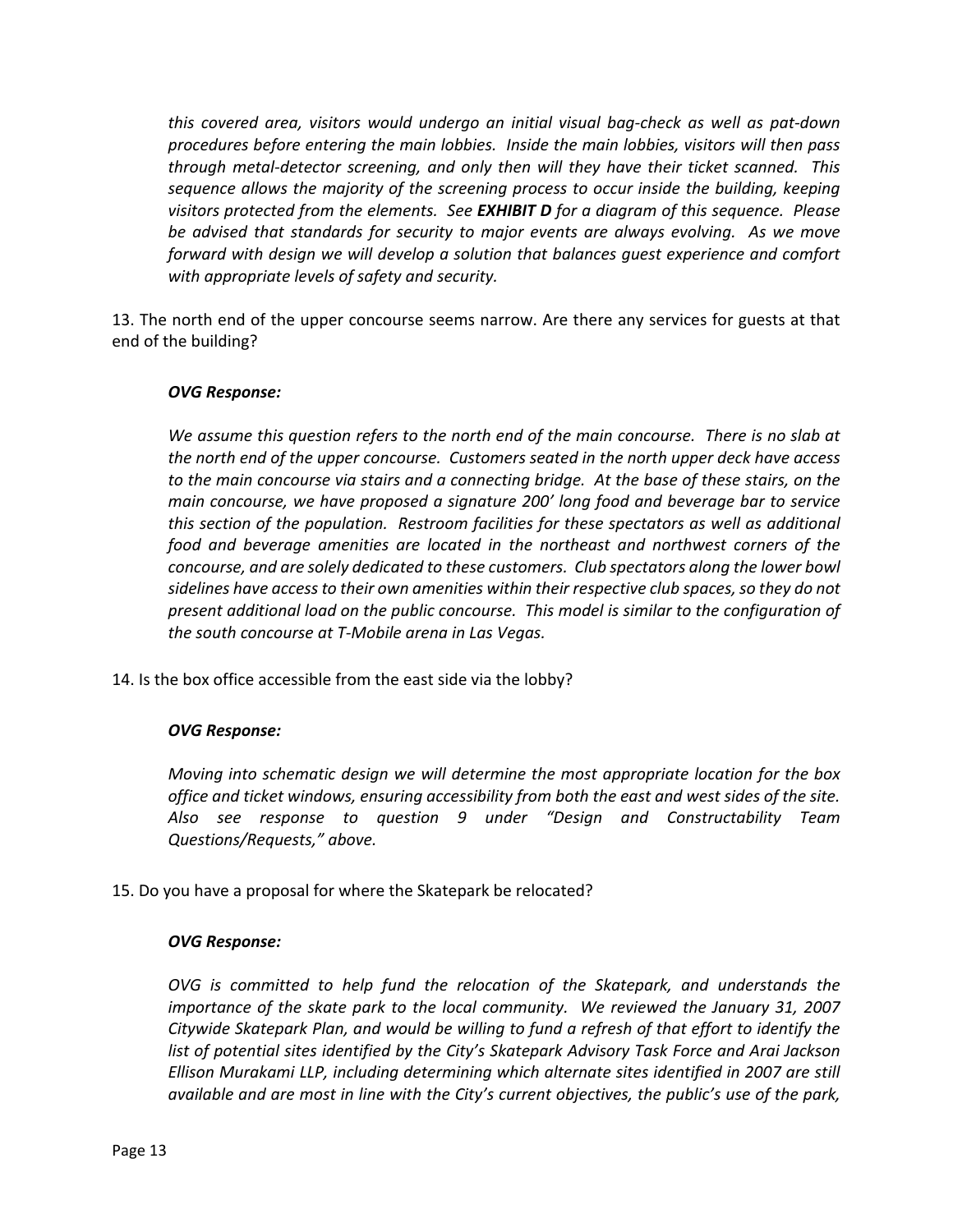*this covered area, visitors would undergo an initial visual bag-check as well as pat-down procedures before entering the main lobbies. Inside the main lobbies, visitors will then pass through metal-detector screening, and only then will they have their ticket scanned. This sequence allows the majority of the screening process to occur inside the building, keeping visitors protected from the elements. See* ***EXHIBIT D*** *for a diagram of this sequence. Please be advised that standards for security to major events are always evolving. As we move forward with design we will develop a solution that balances guest experience and comfort with appropriate levels of safety and security.*

13. The north end of the upper concourse seems narrow. Are there any services for guests at that end of the building?

***OVG Response:***

*We assume this question refers to the north end of the main concourse. There is no slab at the north end of the upper concourse. Customers seated in the north upper deck have access to the main concourse via stairs and a connecting bridge. At the base of these stairs, on the main concourse, we have proposed a signature 200' long food and beverage bar to service this section of the population. Restroom facilities for these spectators as well as additional food and beverage amenities are located in the northeast and northwest corners of the concourse, and are solely dedicated to these customers. Club spectators along the lower bowl sidelines have access to their own amenities within their respective club spaces, so they do not present additional load on the public concourse. This model is similar to the configuration of the south concourse at T-Mobile arena in Las Vegas.*

14. Is the box office accessible from the east side via the lobby?

***OVG Response:***

*Moving into schematic design we will determine the most appropriate location for the box office and ticket windows, ensuring accessibility from both the east and west sides of the site. Also see response to question 9 under "Design and Constructability Team Questions/Requests," above.*

15. Do you have a proposal for where the Skatepark be relocated?

***OVG Response:***

*OVG is committed to help fund the relocation of the Skatepark, and understands the importance of the skate park to the local community. We reviewed the January 31, 2007 Citywide Skatepark Plan, and would be willing to fund a refresh of that effort to identify the list of potential sites identified by the City's Skatepark Advisory Task Force and Arai Jackson Ellison Murakami LLP, including determining which alternate sites identified in 2007 are still available and are most in line with the City's current objectives, the public's use of the park,*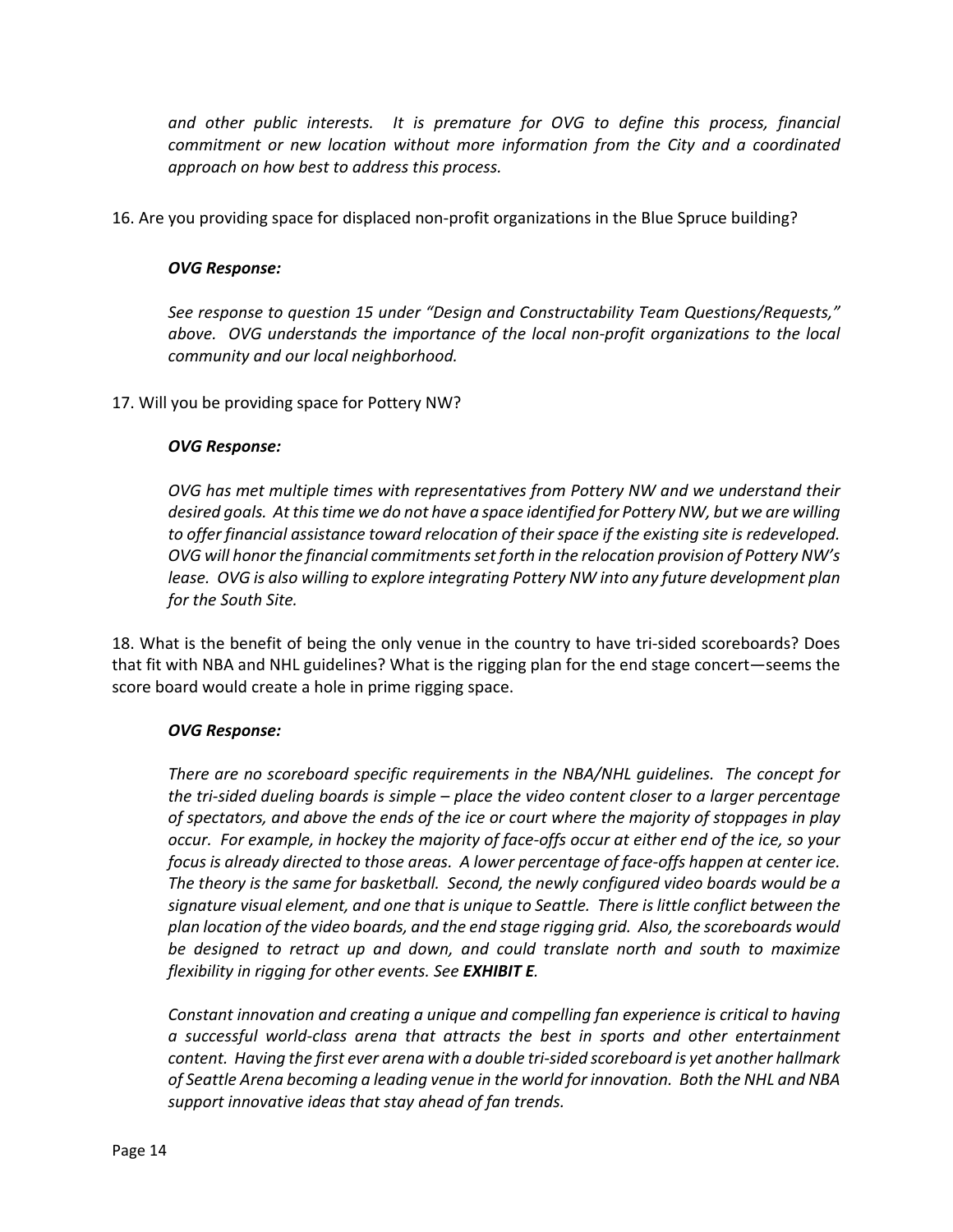*and other public interests. It is premature for OVG to define this process, financial commitment or new location without more information from the City and a coordinated approach on how best to address this process.*

16. Are you providing space for displaced non-profit organizations in the Blue Spruce building?

***OVG Response:***

*See response to question 15 under "Design and Constructability Team Questions/Requests," above. OVG understands the importance of the local non-profit organizations to the local community and our local neighborhood.*

17. Will you be providing space for Pottery NW?

***OVG Response:***

*OVG has met multiple times with representatives from Pottery NW and we understand their desired goals. At this time we do not have a space identified for Pottery NW, but we are willing to offer financial assistance toward relocation of their space if the existing site is redeveloped. OVG will honor the financial commitments set forth in the relocation provision of Pottery NW's lease. OVG is also willing to explore integrating Pottery NW into any future development plan for the South Site.*

18. What is the benefit of being the only venue in the country to have tri-sided scoreboards? Does that fit with NBA and NHL guidelines? What is the rigging plan for the end stage concert—seems the score board would create a hole in prime rigging space.

***OVG Response:***

*There are no scoreboard specific requirements in the NBA/NHL guidelines. The concept for the tri-sided dueling boards is simple – place the video content closer to a larger percentage of spectators, and above the ends of the ice or court where the majority of stoppages in play occur. For example, in hockey the majority of face-offs occur at either end of the ice, so your focus is already directed to those areas. A lower percentage of face-offs happen at center ice. The theory is the same for basketball. Second, the newly configured video boards would be a signature visual element, and one that is unique to Seattle. There is little conflict between the plan location of the video boards, and the end stage rigging grid. Also, the scoreboards would be designed to retract up and down, and could translate north and south to maximize flexibility in rigging for other events. See **EXHIBIT E**.*

*Constant innovation and creating a unique and compelling fan experience is critical to having a successful world-class arena that attracts the best in sports and other entertainment content. Having the first ever arena with a double tri-sided scoreboard is yet another hallmark of Seattle Arena becoming a leading venue in the world for innovation. Both the NHL and NBA support innovative ideas that stay ahead of fan trends.*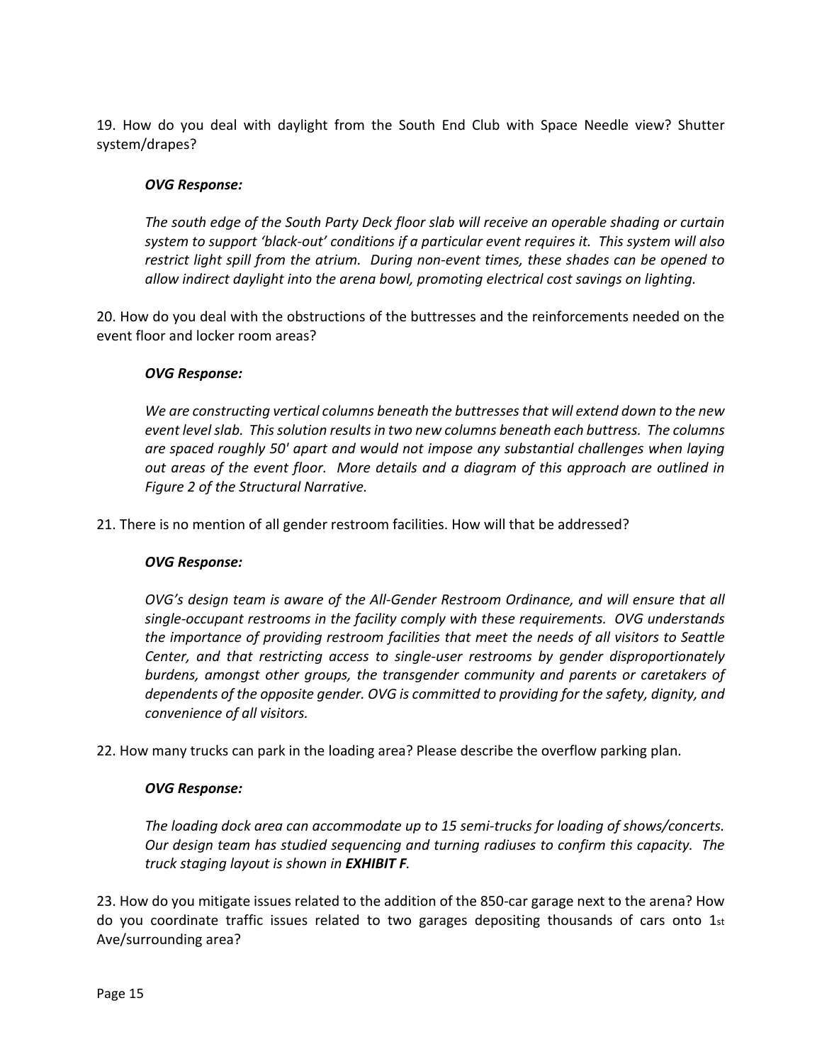19. How do you deal with daylight from the South End Club with Space Needle view? Shutter system/drapes?

***OVG Response:***

*The south edge of the South Party Deck floor slab will receive an operable shading or curtain system to support 'black-out' conditions if a particular event requires it. This system will also restrict light spill from the atrium. During non-event times, these shades can be opened to allow indirect daylight into the arena bowl, promoting electrical cost savings on lighting.*

20. How do you deal with the obstructions of the buttresses and the reinforcements needed on the event floor and locker room areas?

***OVG Response:***

*We are constructing vertical columns beneath the buttresses that will extend down to the new event level slab. This solution results in two new columns beneath each buttress. The columns are spaced roughly 50' apart and would not impose any substantial challenges when laying out areas of the event floor. More details and a diagram of this approach are outlined in Figure 2 of the Structural Narrative.*

21. There is no mention of all gender restroom facilities. How will that be addressed?

***OVG Response:***

*OVG's design team is aware of the All-Gender Restroom Ordinance, and will ensure that all single-occupant restrooms in the facility comply with these requirements. OVG understands the importance of providing restroom facilities that meet the needs of all visitors to Seattle Center, and that restricting access to single-user restrooms by gender disproportionately burdens, amongst other groups, the transgender community and parents or caretakers of dependents of the opposite gender. OVG is committed to providing for the safety, dignity, and convenience of all visitors.*

22. How many trucks can park in the loading area? Please describe the overflow parking plan.

***OVG Response:***

*The loading dock area can accommodate up to 15 semi-trucks for loading of shows/concerts. Our design team has studied sequencing and turning radiuses to confirm this capacity. The truck staging layout is shown in* ***EXHIBIT F****.*

23. How do you mitigate issues related to the addition of the 850-car garage next to the arena? How do you coordinate traffic issues related to two garages depositing thousands of cars onto 1st Ave/surrounding area?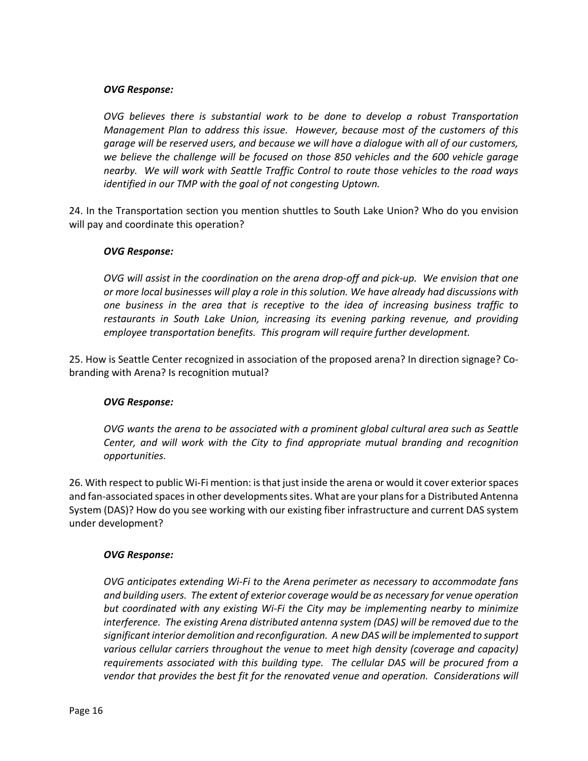***OVG Response:***

*OVG believes there is substantial work to be done to develop a robust Transportation Management Plan to address this issue. However, because most of the customers of this garage will be reserved users, and because we will have a dialogue with all of our customers, we believe the challenge will be focused on those 850 vehicles and the 600 vehicle garage nearby. We will work with Seattle Traffic Control to route those vehicles to the road ways identified in our TMP with the goal of not congesting Uptown.*

24. In the Transportation section you mention shuttles to South Lake Union? Who do you envision will pay and coordinate this operation?

***OVG Response:***

*OVG will assist in the coordination on the arena drop-off and pick-up. We envision that one or more local businesses will play a role in this solution. We have already had discussions with one business in the area that is receptive to the idea of increasing business traffic to restaurants in South Lake Union, increasing its evening parking revenue, and providing employee transportation benefits. This program will require further development.*

25. How is Seattle Center recognized in association of the proposed arena? In direction signage? Co-branding with Arena? Is recognition mutual?

***OVG Response:***

*OVG wants the arena to be associated with a prominent global cultural area such as Seattle Center, and will work with the City to find appropriate mutual branding and recognition opportunities.*

26. With respect to public Wi-Fi mention: is that just inside the arena or would it cover exterior spaces and fan-associated spaces in other developments sites. What are your plans for a Distributed Antenna System (DAS)? How do you see working with our existing fiber infrastructure and current DAS system under development?

***OVG Response:***

*OVG anticipates extending Wi-Fi to the Arena perimeter as necessary to accommodate fans and building users. The extent of exterior coverage would be as necessary for venue operation but coordinated with any existing Wi-Fi the City may be implementing nearby to minimize interference. The existing Arena distributed antenna system (DAS) will be removed due to the significant interior demolition and reconfiguration. A new DAS will be implemented to support various cellular carriers throughout the venue to meet high density (coverage and capacity) requirements associated with this building type. The cellular DAS will be procured from a vendor that provides the best fit for the renovated venue and operation. Considerations will*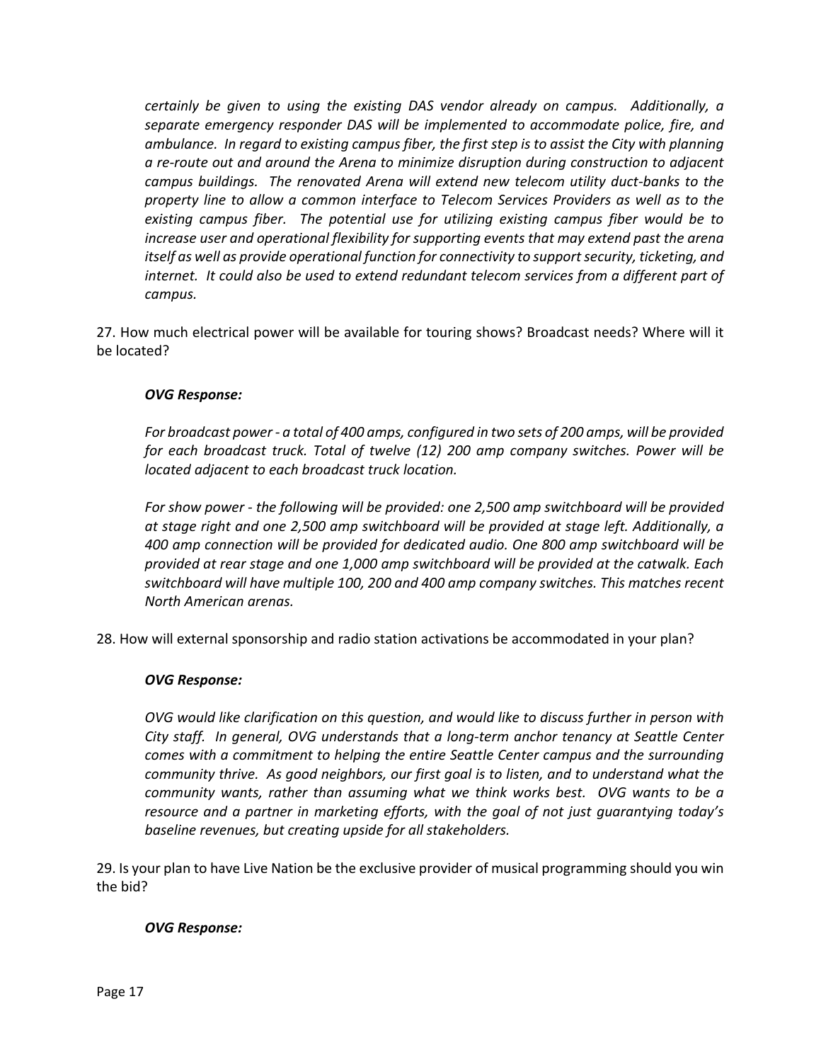*certainly be given to using the existing DAS vendor already on campus. Additionally, a separate emergency responder DAS will be implemented to accommodate police, fire, and ambulance. In regard to existing campus fiber, the first step is to assist the City with planning a re-route out and around the Arena to minimize disruption during construction to adjacent campus buildings. The renovated Arena will extend new telecom utility duct-banks to the property line to allow a common interface to Telecom Services Providers as well as to the existing campus fiber. The potential use for utilizing existing campus fiber would be to increase user and operational flexibility for supporting events that may extend past the arena itself as well as provide operational function for connectivity to support security, ticketing, and internet. It could also be used to extend redundant telecom services from a different part of campus.*

27. How much electrical power will be available for touring shows? Broadcast needs? Where will it be located?

***OVG Response:***

*For broadcast power - a total of 400 amps, configured in two sets of 200 amps, will be provided for each broadcast truck. Total of twelve (12) 200 amp company switches. Power will be located adjacent to each broadcast truck location.*

*For show power - the following will be provided: one 2,500 amp switchboard will be provided at stage right and one 2,500 amp switchboard will be provided at stage left. Additionally, a 400 amp connection will be provided for dedicated audio. One 800 amp switchboard will be provided at rear stage and one 1,000 amp switchboard will be provided at the catwalk. Each switchboard will have multiple 100, 200 and 400 amp company switches. This matches recent North American arenas.*

28. How will external sponsorship and radio station activations be accommodated in your plan?

***OVG Response:***

*OVG would like clarification on this question, and would like to discuss further in person with City staff. In general, OVG understands that a long-term anchor tenancy at Seattle Center comes with a commitment to helping the entire Seattle Center campus and the surrounding community thrive. As good neighbors, our first goal is to listen, and to understand what the community wants, rather than assuming what we think works best. OVG wants to be a resource and a partner in marketing efforts, with the goal of not just guarantying today's baseline revenues, but creating upside for all stakeholders.*

29. Is your plan to have Live Nation be the exclusive provider of musical programming should you win the bid?

***OVG Response:***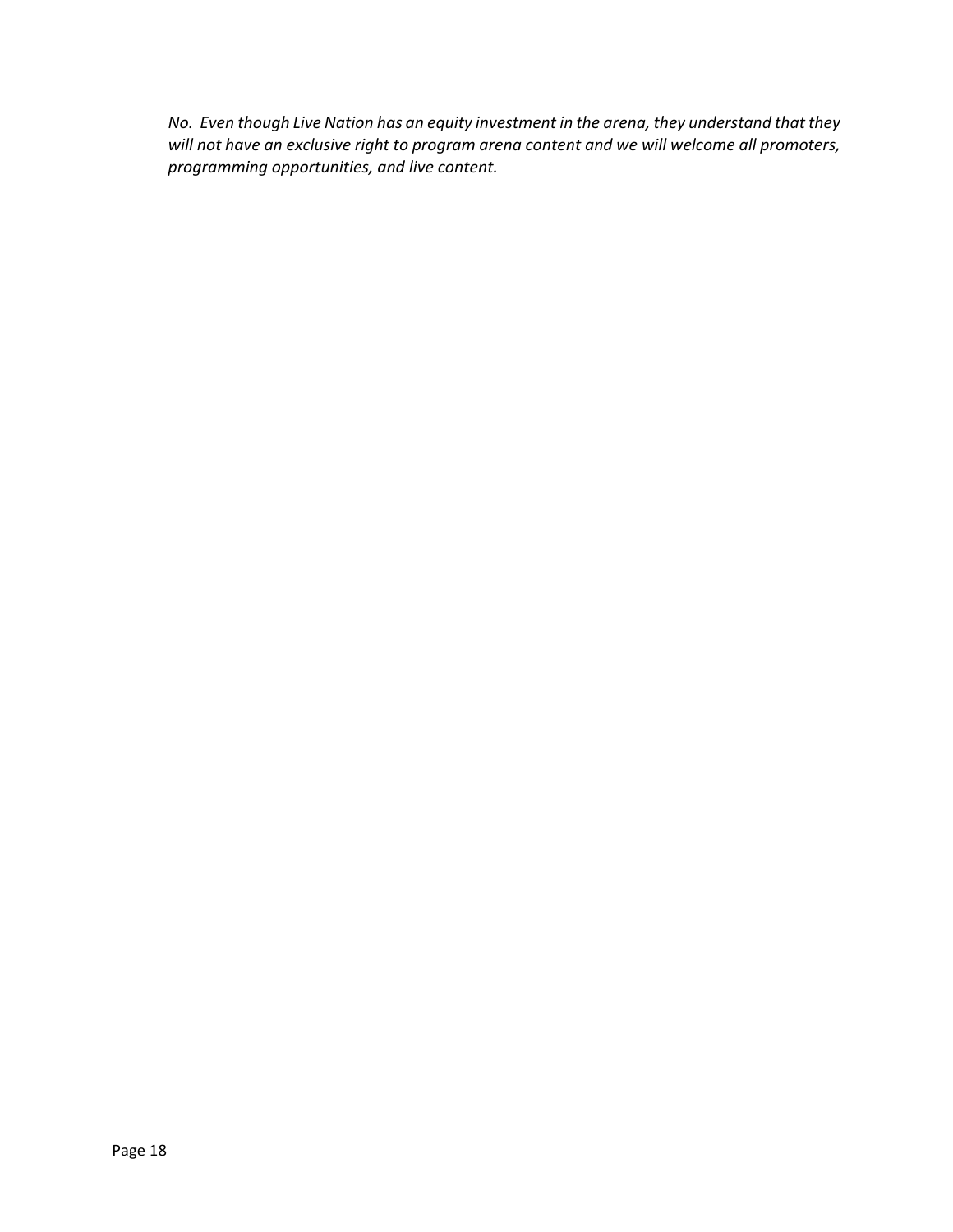*No. Even though Live Nation has an equity investment in the arena, they understand that they will not have an exclusive right to program arena content and we will welcome all promoters, programming opportunities, and live content.*